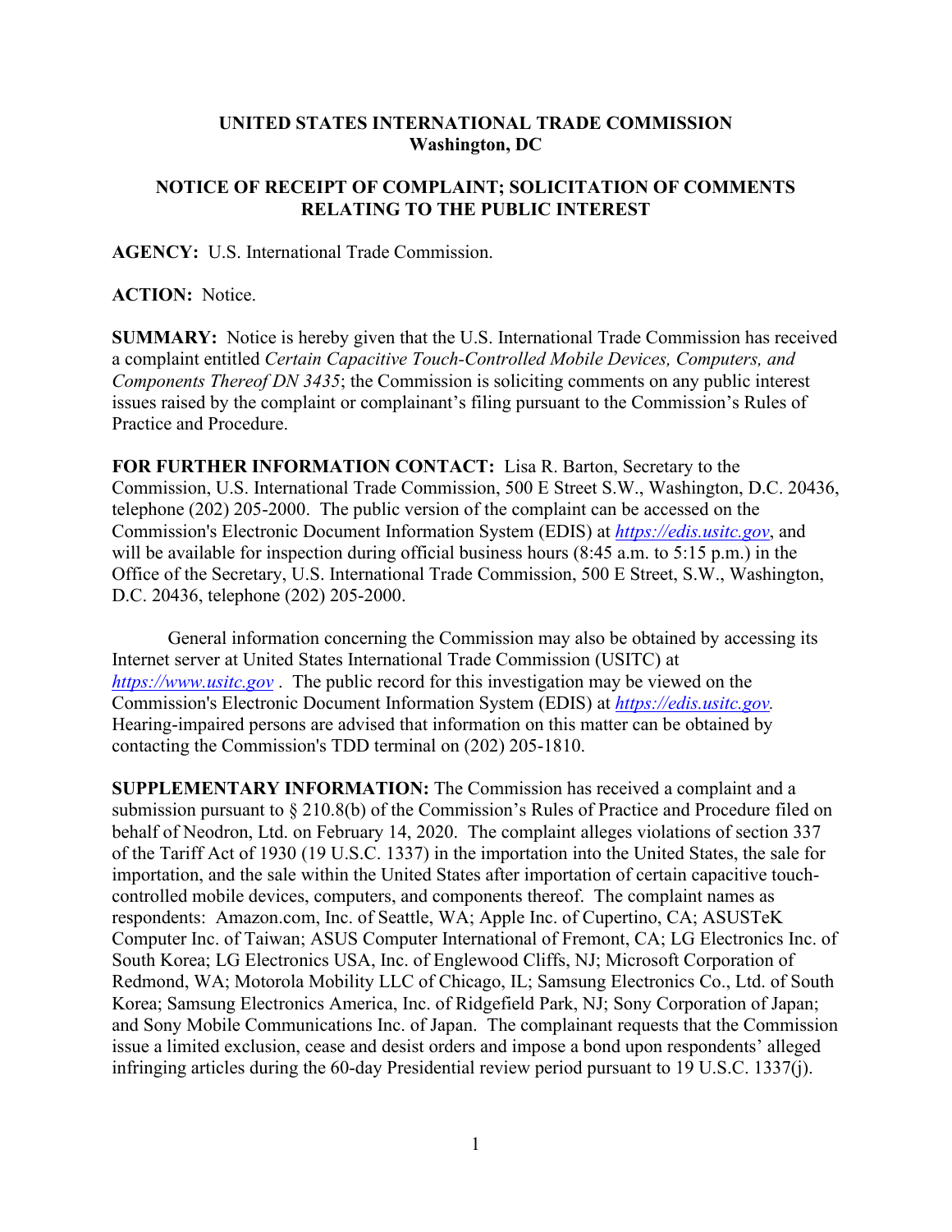**UNITED STATES INTERNATIONAL TRADE COMMISSION**
**Washington, DC**

**NOTICE OF RECEIPT OF COMPLAINT; SOLICITATION OF COMMENTS RELATING TO THE PUBLIC INTEREST**

**AGENCY:** U.S. International Trade Commission.

**ACTION:** Notice.

**SUMMARY:** Notice is hereby given that the U.S. International Trade Commission has received a complaint entitled *Certain Capacitive Touch-Controlled Mobile Devices, Computers, and Components Thereof DN 3435*; the Commission is soliciting comments on any public interest issues raised by the complaint or complainant's filing pursuant to the Commission's Rules of Practice and Procedure.

**FOR FURTHER INFORMATION CONTACT:** Lisa R. Barton, Secretary to the Commission, U.S. International Trade Commission, 500 E Street S.W., Washington, D.C. 20436, telephone (202) 205-2000. The public version of the complaint can be accessed on the Commission's Electronic Document Information System (EDIS) at *https://edis.usitc.gov*, and will be available for inspection during official business hours (8:45 a.m. to 5:15 p.m.) in the Office of the Secretary, U.S. International Trade Commission, 500 E Street, S.W., Washington, D.C. 20436, telephone (202) 205-2000.

General information concerning the Commission may also be obtained by accessing its Internet server at United States International Trade Commission (USITC) at *https://www.usitc.gov* . The public record for this investigation may be viewed on the Commission's Electronic Document Information System (EDIS) at *https://edis.usitc.gov.* Hearing-impaired persons are advised that information on this matter can be obtained by contacting the Commission's TDD terminal on (202) 205-1810.

**SUPPLEMENTARY INFORMATION:** The Commission has received a complaint and a submission pursuant to § 210.8(b) of the Commission's Rules of Practice and Procedure filed on behalf of Neodron, Ltd. on February 14, 2020. The complaint alleges violations of section 337 of the Tariff Act of 1930 (19 U.S.C. 1337) in the importation into the United States, the sale for importation, and the sale within the United States after importation of certain capacitive touch-controlled mobile devices, computers, and components thereof. The complaint names as respondents: Amazon.com, Inc. of Seattle, WA; Apple Inc. of Cupertino, CA; ASUSTeK Computer Inc. of Taiwan; ASUS Computer International of Fremont, CA; LG Electronics Inc. of South Korea; LG Electronics USA, Inc. of Englewood Cliffs, NJ; Microsoft Corporation of Redmond, WA; Motorola Mobility LLC of Chicago, IL; Samsung Electronics Co., Ltd. of South Korea; Samsung Electronics America, Inc. of Ridgefield Park, NJ; Sony Corporation of Japan; and Sony Mobile Communications Inc. of Japan. The complainant requests that the Commission issue a limited exclusion, cease and desist orders and impose a bond upon respondents' alleged infringing articles during the 60-day Presidential review period pursuant to 19 U.S.C. 1337(j).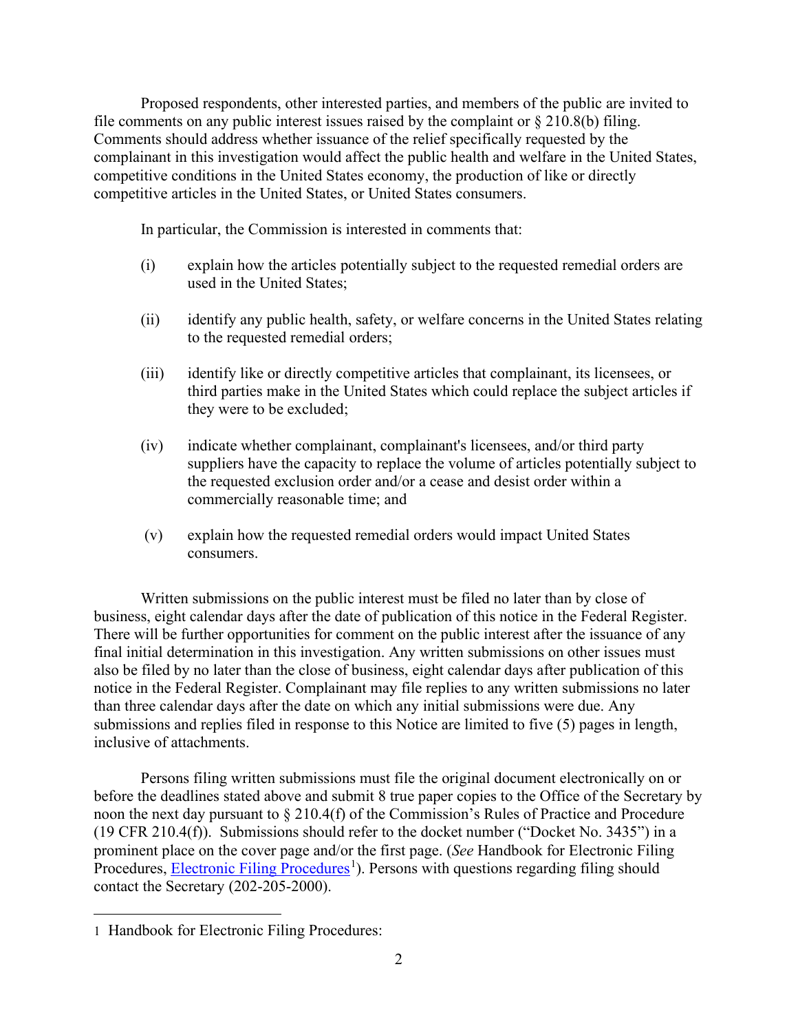Proposed respondents, other interested parties, and members of the public are invited to file comments on any public interest issues raised by the complaint or § 210.8(b) filing. Comments should address whether issuance of the relief specifically requested by the complainant in this investigation would affect the public health and welfare in the United States, competitive conditions in the United States economy, the production of like or directly competitive articles in the United States, or United States consumers.

In particular, the Commission is interested in comments that:

(i) explain how the articles potentially subject to the requested remedial orders are used in the United States;

(ii) identify any public health, safety, or welfare concerns in the United States relating to the requested remedial orders;

(iii) identify like or directly competitive articles that complainant, its licensees, or third parties make in the United States which could replace the subject articles if they were to be excluded;

(iv) indicate whether complainant, complainant's licensees, and/or third party suppliers have the capacity to replace the volume of articles potentially subject to the requested exclusion order and/or a cease and desist order within a commercially reasonable time; and

(v) explain how the requested remedial orders would impact United States consumers.

Written submissions on the public interest must be filed no later than by close of business, eight calendar days after the date of publication of this notice in the Federal Register. There will be further opportunities for comment on the public interest after the issuance of any final initial determination in this investigation. Any written submissions on other issues must also be filed by no later than the close of business, eight calendar days after publication of this notice in the Federal Register. Complainant may file replies to any written submissions no later than three calendar days after the date on which any initial submissions were due. Any submissions and replies filed in response to this Notice are limited to five (5) pages in length, inclusive of attachments.

Persons filing written submissions must file the original document electronically on or before the deadlines stated above and submit 8 true paper copies to the Office of the Secretary by noon the next day pursuant to § 210.4(f) of the Commission's Rules of Practice and Procedure (19 CFR 210.4(f)). Submissions should refer to the docket number ("Docket No. 3435") in a prominent place on the cover page and/or the first page. (*See* Handbook for Electronic Filing Procedures, Electronic Filing Procedures[1]). Persons with questions regarding filing should contact the Secretary (202-205-2000).

---

1 Handbook for Electronic Filing Procedures: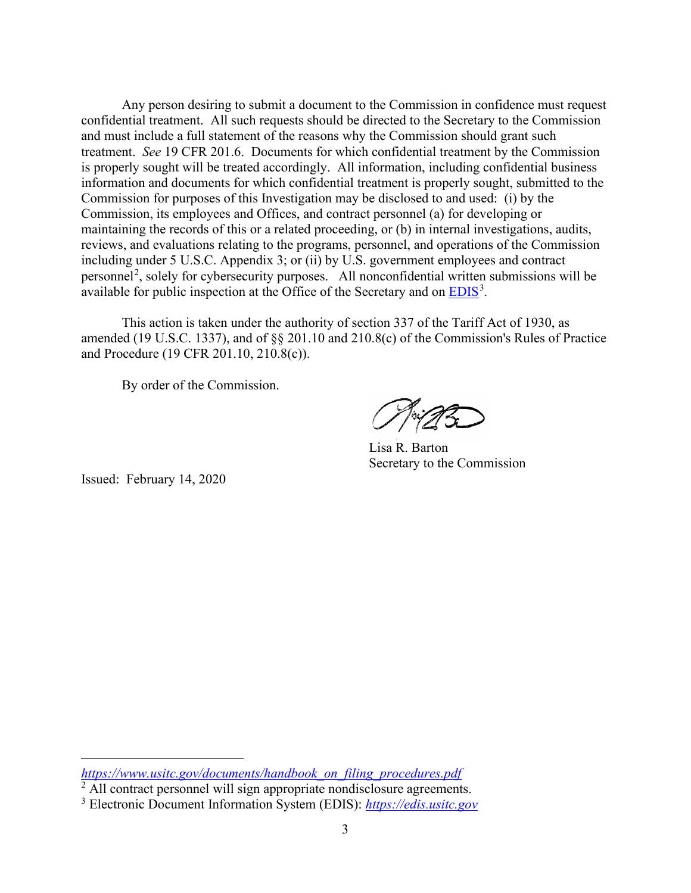Any person desiring to submit a document to the Commission in confidence must request confidential treatment. All such requests should be directed to the Secretary to the Commission and must include a full statement of the reasons why the Commission should grant such treatment. *See* 19 CFR 201.6. Documents for which confidential treatment by the Commission is properly sought will be treated accordingly. All information, including confidential business information and documents for which confidential treatment is properly sought, submitted to the Commission for purposes of this Investigation may be disclosed to and used: (i) by the Commission, its employees and Offices, and contract personnel (a) for developing or maintaining the records of this or a related proceeding, or (b) in internal investigations, audits, reviews, and evaluations relating to the programs, personnel, and operations of the Commission including under 5 U.S.C. Appendix 3; or (ii) by U.S. government employees and contract personnel[2], solely for cybersecurity purposes. All nonconfidential written submissions will be available for public inspection at the Office of the Secretary and on EDIS[3].

This action is taken under the authority of section 337 of the Tariff Act of 1930, as amended (19 U.S.C. 1337), and of §§ 201.10 and 210.8(c) of the Commission's Rules of Practice and Procedure (19 CFR 201.10, 210.8(c)).

By order of the Commission.

Lisa R. Barton
Secretary to the Commission

Issued: February 14, 2020

*https://www.usitc.gov/documents/handbook_on_filing_procedures.pdf*

[2] All contract personnel will sign appropriate nondisclosure agreements.

[3] Electronic Document Information System (EDIS): *https://edis.usitc.gov*